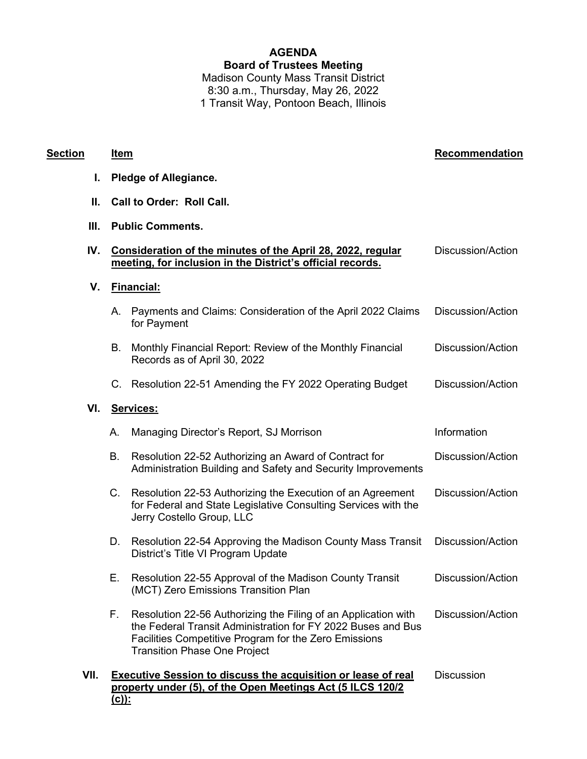# AGENDA

## Board of Trustees Meeting

Madison County Mass Transit District
8:30 a.m., Thursday, May 26, 2022
1 Transit Way, Pontoon Beach, Illinois

| Section | | Item | Recommendation |
|---|---|---|---|
| I. | | **Pledge of Allegiance.** | |
| II. | | **Call to Order: Roll Call.** | |
| III. | | **Public Comments.** | |
| IV. | | **Consideration of the minutes of the April 28, 2022, regular meeting, for inclusion in the District's official records.** | Discussion/Action |
| V. | | **Financial:** | |
| | A. | Payments and Claims: Consideration of the April 2022 Claims for Payment | Discussion/Action |
| | B. | Monthly Financial Report: Review of the Monthly Financial Records as of April 30, 2022 | Discussion/Action |
| | C. | Resolution 22-51 Amending the FY 2022 Operating Budget | Discussion/Action |
| VI. | | **Services:** | |
| | A. | Managing Director's Report, SJ Morrison | Information |
| | B. | Resolution 22-52 Authorizing an Award of Contract for Administration Building and Safety and Security Improvements | Discussion/Action |
| | C. | Resolution 22-53 Authorizing the Execution of an Agreement for Federal and State Legislative Consulting Services with the Jerry Costello Group, LLC | Discussion/Action |
| | D. | Resolution 22-54 Approving the Madison County Mass Transit District's Title VI Program Update | Discussion/Action |
| | E. | Resolution 22-55 Approval of the Madison County Transit (MCT) Zero Emissions Transition Plan | Discussion/Action |
| | F. | Resolution 22-56 Authorizing the Filing of an Application with the Federal Transit Administration for FY 2022 Buses and Bus Facilities Competitive Program for the Zero Emissions Transition Phase One Project | Discussion/Action |
| VII. | | **Executive Session to discuss the acquisition or lease of real property under (5), of the Open Meetings Act (5 ILCS 120/2 (c)):** | Discussion |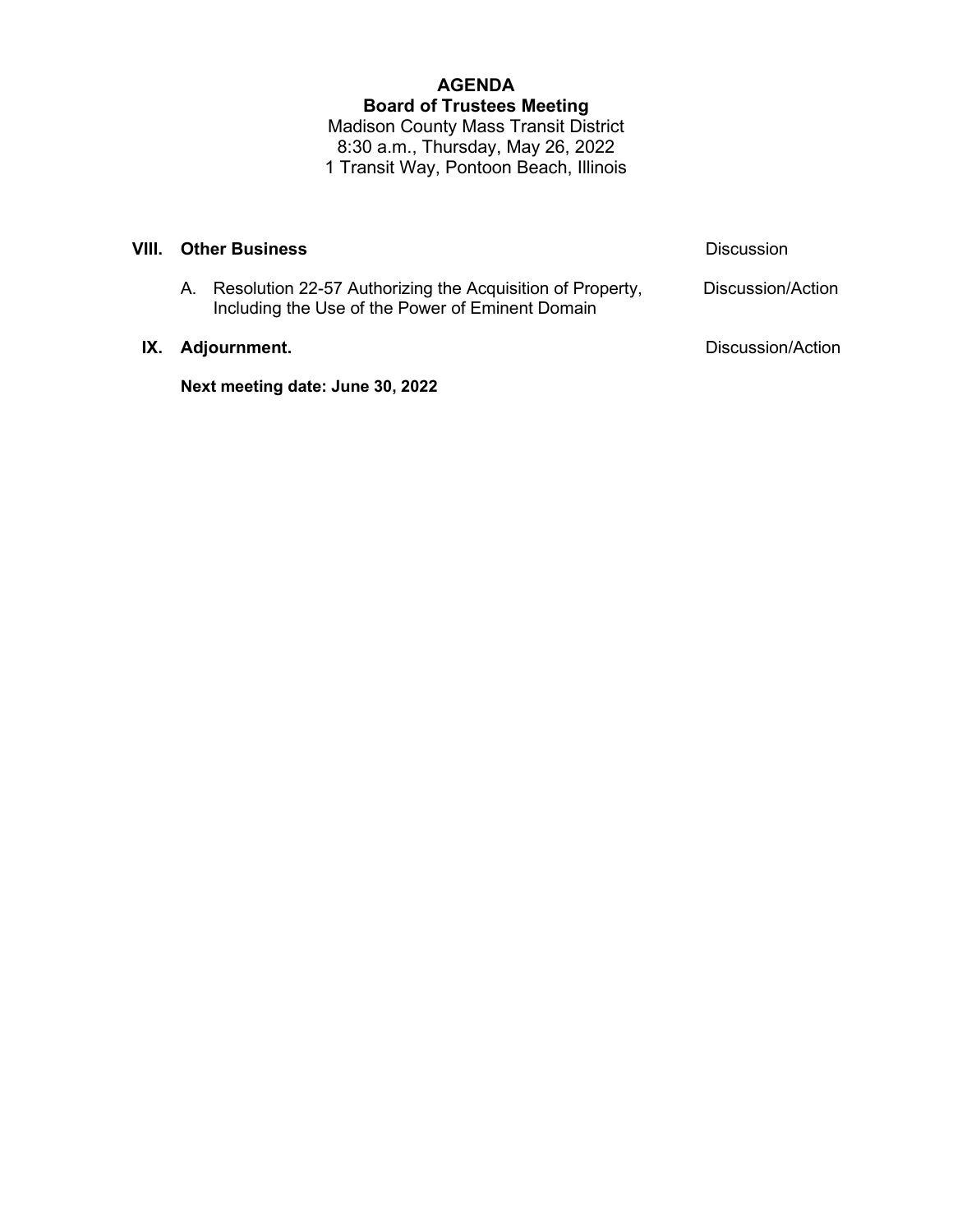**AGENDA**
**Board of Trustees Meeting**
Madison County Mass Transit District
8:30 a.m., Thursday, May 26, 2022
1 Transit Way, Pontoon Beach, Illinois

| | | |
|---|---|---|
| **VIII.** | **Other Business** | Discussion |
| | A. Resolution 22-57 Authorizing the Acquisition of Property, Including the Use of the Power of Eminent Domain | Discussion/Action |
| **IX.** | **Adjournment.** | Discussion/Action |

**Next meeting date: June 30, 2022**